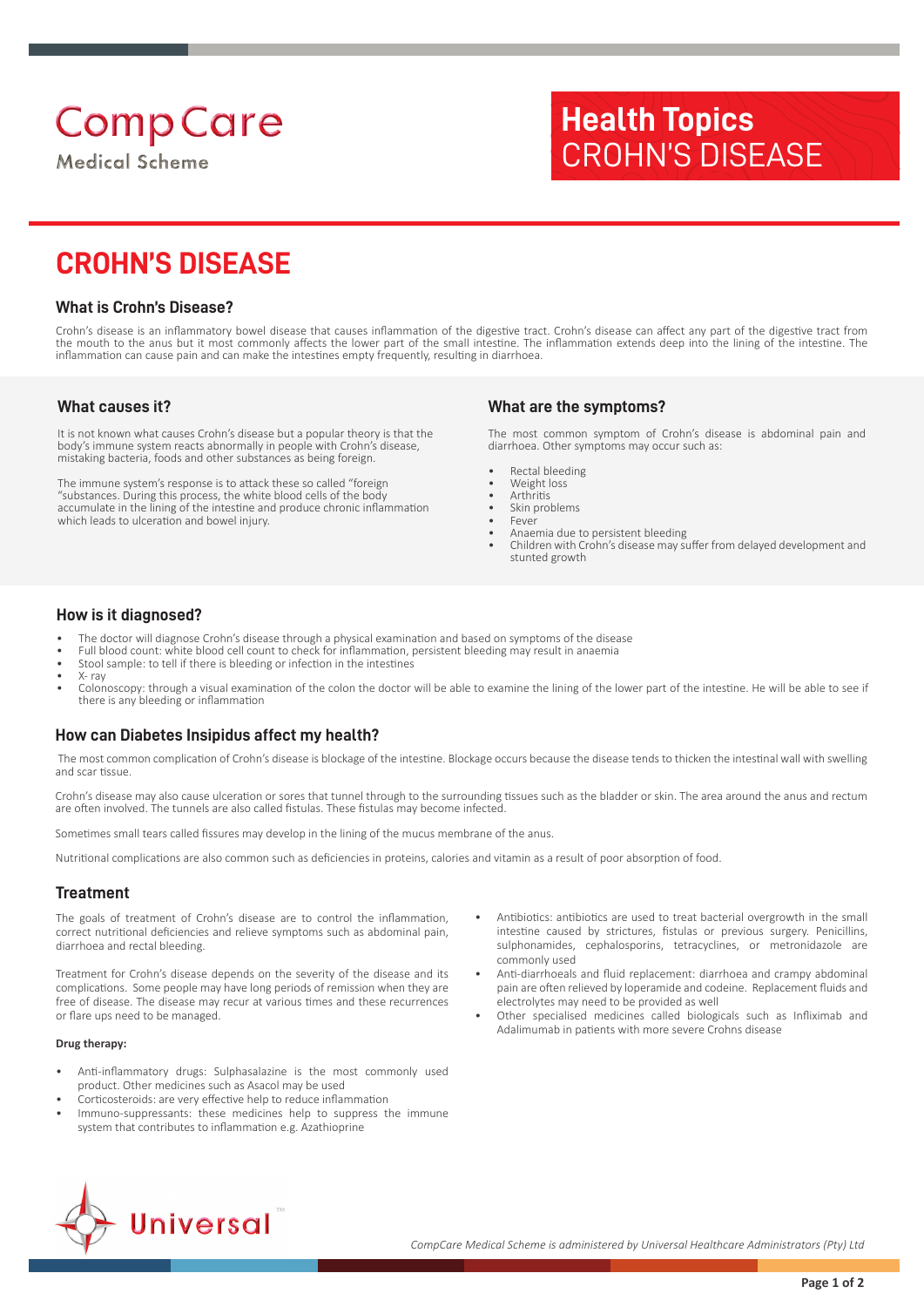CompCare
Medical Scheme

**Health Topics**
CROHN'S DISEASE

# CROHN'S DISEASE

## What is Crohn's Disease?

Crohn's disease is an inflammatory bowel disease that causes inflammation of the digestive tract. Crohn's disease can affect any part of the digestive tract from the mouth to the anus but it most commonly affects the lower part of the small intestine. The inflammation extends deep into the lining of the intestine. The inflammation can cause pain and can make the intestines empty frequently, resulting in diarrhoea.

## What causes it?

It is not known what causes Crohn's disease but a popular theory is that the body's immune system reacts abnormally in people with Crohn's disease, mistaking bacteria, foods and other substances as being foreign.

The immune system's response is to attack these so called "foreign "substances. During this process, the white blood cells of the body accumulate in the lining of the intestine and produce chronic inflammation which leads to ulceration and bowel injury.

## What are the symptoms?

The most common symptom of Crohn's disease is abdominal pain and diarrhoea. Other symptoms may occur such as:

- Rectal bleeding
- Weight loss
- Arthritis
- Skin problems
- Fever
- Anaemia due to persistent bleeding
- Children with Crohn's disease may suffer from delayed development and stunted growth

## How is it diagnosed?

- The doctor will diagnose Crohn's disease through a physical examination and based on symptoms of the disease
- Full blood count: white blood cell count to check for inflammation, persistent bleeding may result in anaemia
- Stool sample: to tell if there is bleeding or infection in the intestines
- X- ray
- Colonoscopy: through a visual examination of the colon the doctor will be able to examine the lining of the lower part of the intestine. He will be able to see if there is any bleeding or inflammation

## How can Diabetes Insipidus affect my health?

The most common complication of Crohn's disease is blockage of the intestine. Blockage occurs because the disease tends to thicken the intestinal wall with swelling and scar tissue.

Crohn's disease may also cause ulceration or sores that tunnel through to the surrounding tissues such as the bladder or skin. The area around the anus and rectum are often involved. The tunnels are also called fistulas. These fistulas may become infected.

Sometimes small tears called fissures may develop in the lining of the mucus membrane of the anus.

Nutritional complications are also common such as deficiencies in proteins, calories and vitamin as a result of poor absorption of food.

## Treatment

The goals of treatment of Crohn's disease are to control the inflammation, correct nutritional deficiencies and relieve symptoms such as abdominal pain, diarrhoea and rectal bleeding.

Treatment for Crohn's disease depends on the severity of the disease and its complications. Some people may have long periods of remission when they are free of disease. The disease may recur at various times and these recurrences or flare ups need to be managed.

**Drug therapy:**

- Anti-inflammatory drugs: Sulphasalazine is the most commonly used product. Other medicines such as Asacol may be used
- Corticosteroids: are very effective help to reduce inflammation
- Immuno-suppressants: these medicines help to suppress the immune system that contributes to inflammation e.g. Azathioprine
- Antibiotics: antibiotics are used to treat bacterial overgrowth in the small intestine caused by strictures, fistulas or previous surgery. Penicillins, sulphonamides, cephalosporins, tetracyclines, or metronidazole are commonly used
- Anti-diarrhoeals and fluid replacement: diarrhoea and crampy abdominal pain are often relieved by loperamide and codeine. Replacement fluids and electrolytes may need to be provided as well
- Other specialised medicines called biologicals such as Infliximab and Adalimumab in patients with more severe Crohns disease

Universal™

*CompCare Medical Scheme is administered by Universal Healthcare Administrators (Pty) Ltd*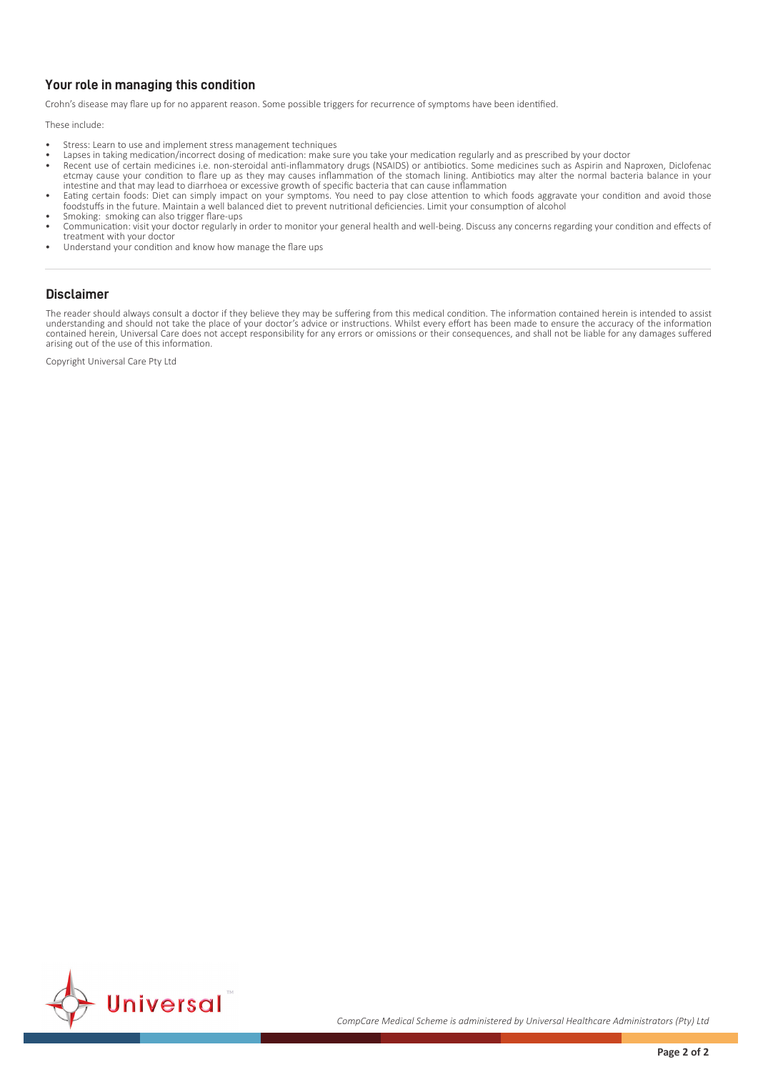## Your role in managing this condition

Crohn's disease may flare up for no apparent reason. Some possible triggers for recurrence of symptoms have been identified.

These include:

- Stress: Learn to use and implement stress management techniques
- Lapses in taking medication/incorrect dosing of medication: make sure you take your medication regularly and as prescribed by your doctor
- Recent use of certain medicines i.e. non-steroidal anti-inflammatory drugs (NSAIDS) or antibiotics. Some medicines such as Aspirin and Naproxen, Diclofenac etcmay cause your condition to flare up as they may causes inflammation of the stomach lining. Antibiotics may alter the normal bacteria balance in your intestine and that may lead to diarrhoea or excessive growth of specific bacteria that can cause inflammation
- Eating certain foods: Diet can simply impact on your symptoms. You need to pay close attention to which foods aggravate your condition and avoid those foodstuffs in the future. Maintain a well balanced diet to prevent nutritional deficiencies. Limit your consumption of alcohol
- Smoking: smoking can also trigger flare-ups
- Communication: visit your doctor regularly in order to monitor your general health and well-being. Discuss any concerns regarding your condition and effects of treatment with your doctor
- Understand your condition and know how manage the flare ups

## Disclaimer

The reader should always consult a doctor if they believe they may be suffering from this medical condition. The information contained herein is intended to assist understanding and should not take the place of your doctor's advice or instructions. Whilst every effort has been made to ensure the accuracy of the information contained herein, Universal Care does not accept responsibility for any errors or omissions or their consequences, and shall not be liable for any damages suffered arising out of the use of this information.

Copyright Universal Care Pty Ltd

Universal™

*CompCare Medical Scheme is administered by Universal Healthcare Administrators (Pty) Ltd*